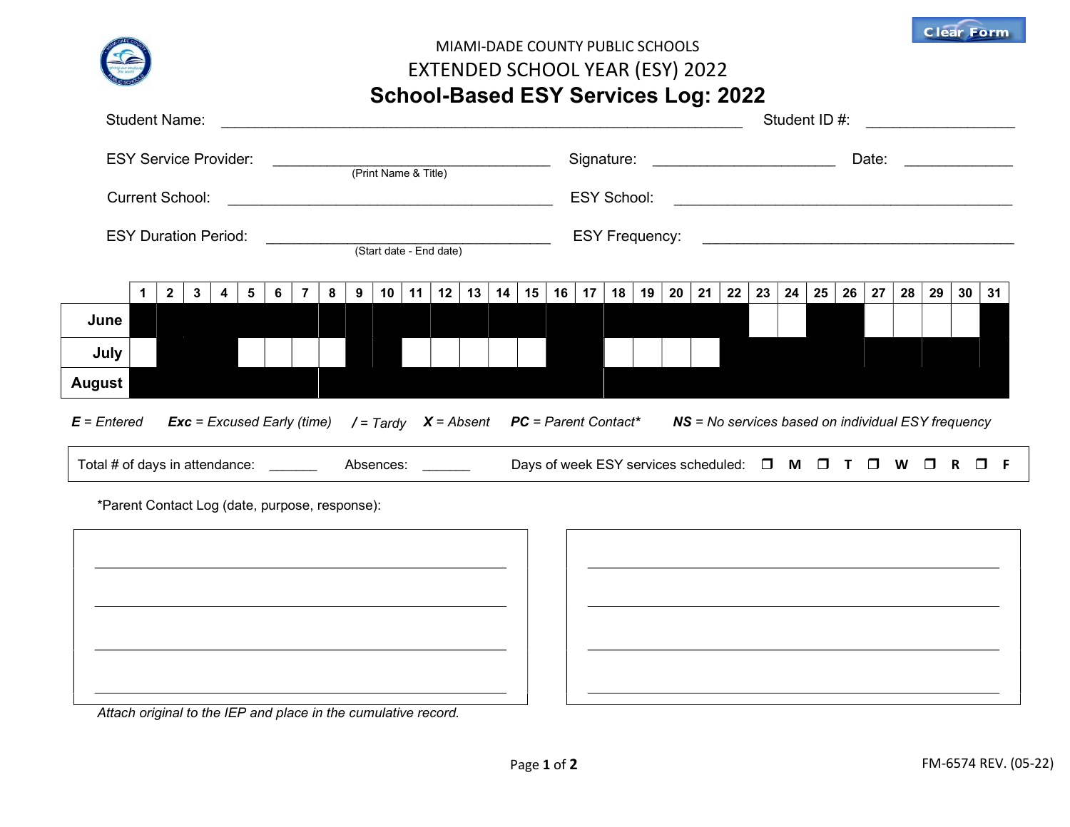MIAMI-DADE COUNTY PUBLIC SCHOOLS

EXTENDED SCHOOL YEAR (ESY) 2022

# School-Based ESY Services Log: 2022

Student Name: ______________________________ Student ID #: ______________

ESY Service Provider: ______________________________ Signature: ______________ Date: __________
(Print Name & Title)

Current School: ______________________________ ESY School: ______________________________

ESY Duration Period: ______________________________ ESY Frequency: ______________________________
(Start date - End date)

| | 1 | 2 | 3 | 4 | 5 | 6 | 7 | 8 | 9 | 10 | 11 | 12 | 13 | 14 | 15 | 16 | 17 | 18 | 19 | 20 | 21 | 22 | 23 | 24 | 25 | 26 | 27 | 28 | 29 | 30 | 31 |
|---|---|---|---|---|---|---|---|---|---|---|---|---|---|---|---|---|---|---|---|---|---|---|---|---|---|---|---|---|---|---|---|
| **June** | | | | | | | | | | | | | | | | | | | | | | | | | | | | | | | |
| **July** | | | | | | | | | | | | | | | | | | | | | | | | | | | | | | | |
| **August** | | | | | | | | | | | | | | | | | | | | | | | | | | | | | | | |

***E** = Entered* ***Exc** = Excused Early (time)* ***/** = Tardy* ***X** = Absent* ***PC** = Parent Contact** ***NS** = No services based on individual ESY frequency*

Total # of days in attendance: _______ Absences: _______ Days of week ESY services scheduled: ❒ **M** ❒ **T** ❒ **W** ❒ **R** ❒ **F**

*Parent Contact Log (date, purpose, response):

________________________________________

________________________________________

________________________________________

________________________________________

________________________________________

________________________________________

________________________________________

________________________________________

*Attach original to the IEP and place in the cumulative record.*

FM-6574 REV. (05-22)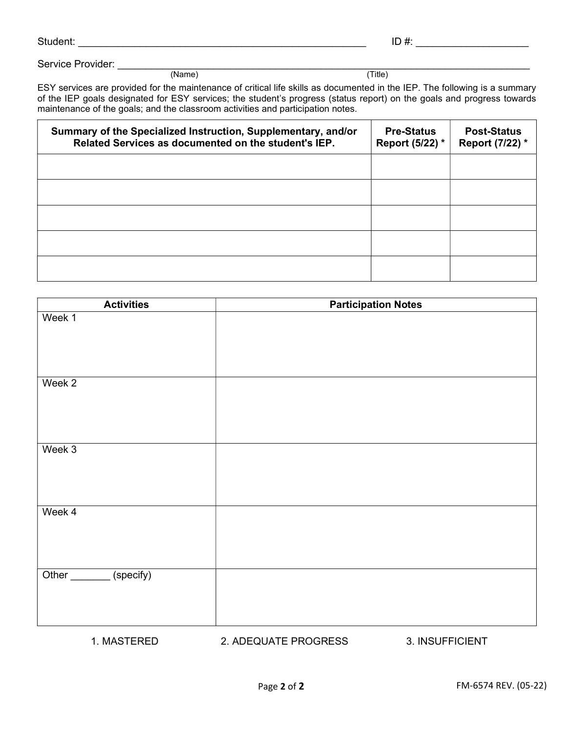Student: ______________________________________________________ ID #: ____________________

Service Provider: ____________________________________________________________________________
(Name) (Title)

ESY services are provided for the maintenance of critical life skills as documented in the IEP. The following is a summary of the IEP goals designated for ESY services; the student's progress (status report) on the goals and progress towards maintenance of the goals; and the classroom activities and participation notes.

| Summary of the Specialized Instruction, Supplementary, and/or Related Services as documented on the student's IEP. | Pre-Status Report (5/22) * | Post-Status Report (7/22) * |
|---|---|---|
| | | |
| | | |
| | | |
| | | |
| | | |

| Activities | Participation Notes |
|---|---|
| Week 1 | |
| Week 2 | |
| Week 3 | |
| Week 4 | |
| Other _______ (specify) | |

1. MASTERED 2. ADEQUATE PROGRESS 3. INSUFFICIENT

FM-6574 REV. (05-22)